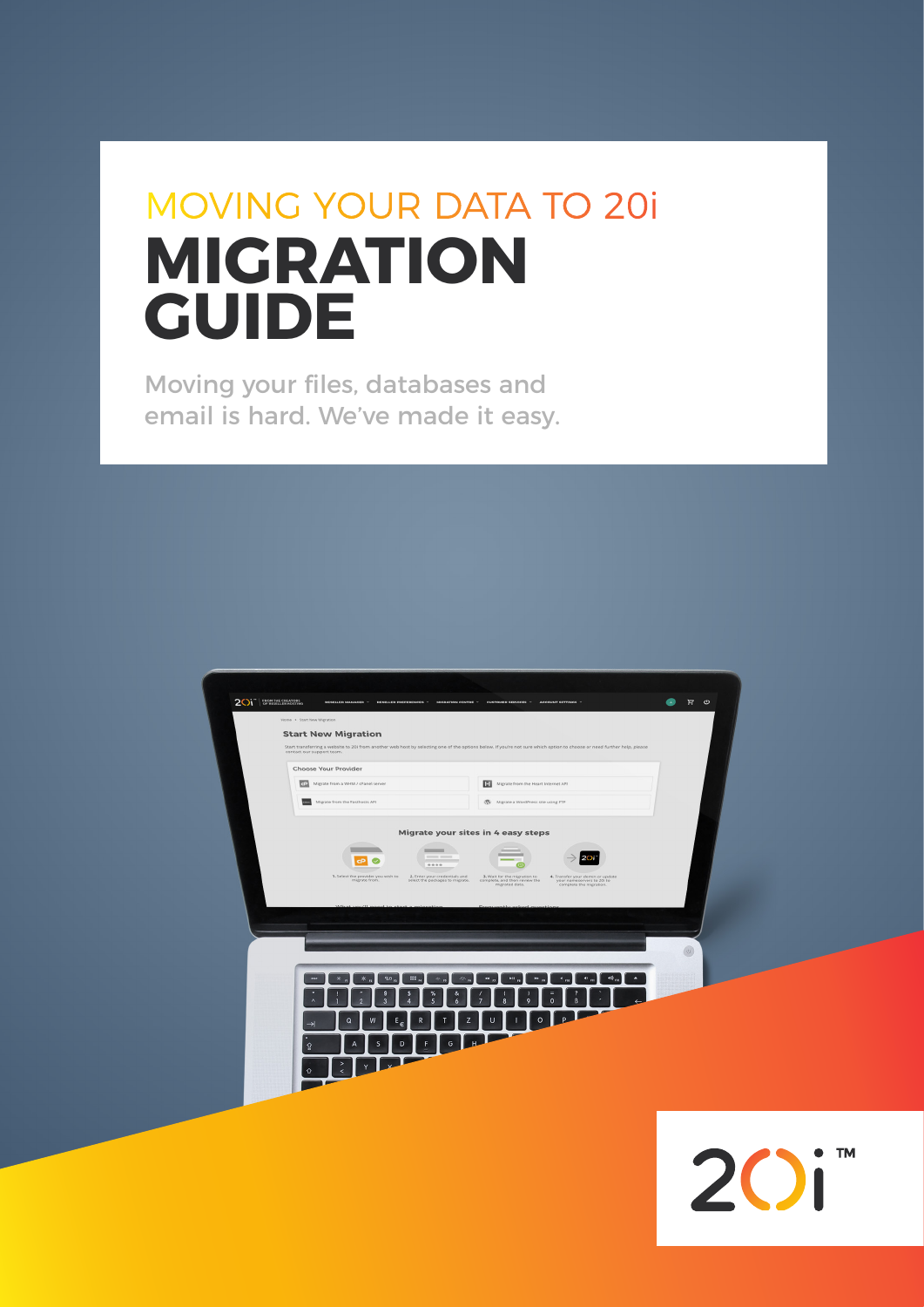MOVING YOUR DATA TO 20i

# MIGRATION GUIDE

Moving your files, databases and email is hard. We've made it easy.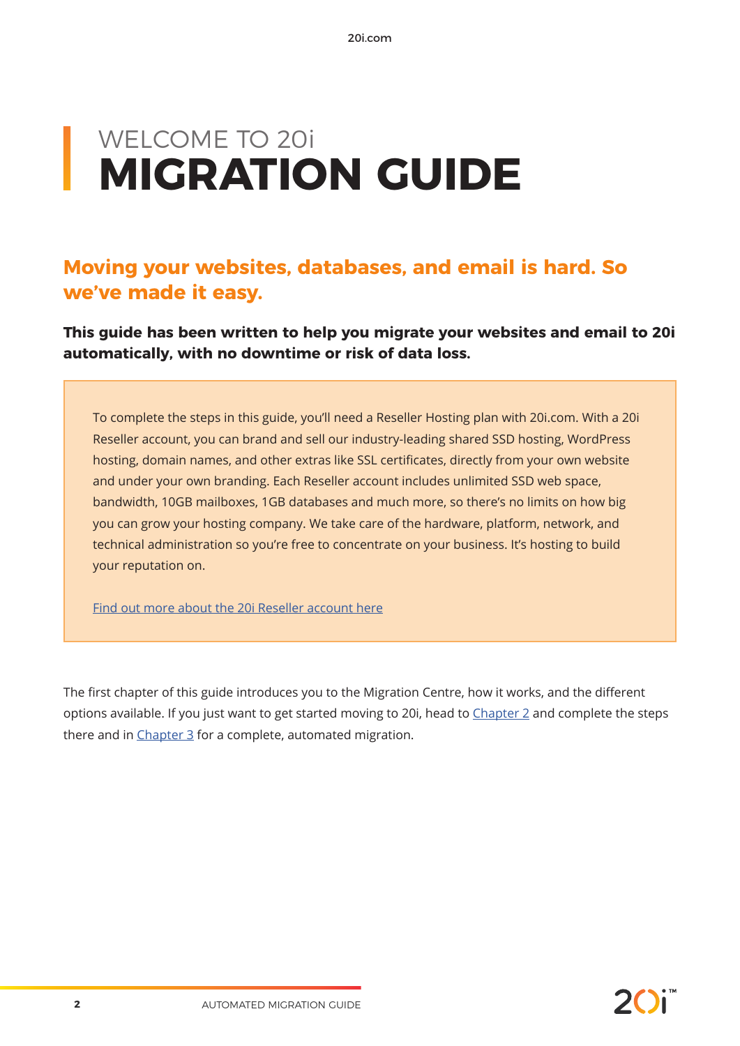# WELCOME TO 20i
# MIGRATION GUIDE

## Moving your websites, databases, and email is hard. So we've made it easy.

**This guide has been written to help you migrate your websites and email to 20i automatically, with no downtime or risk of data loss.**

To complete the steps in this guide, you'll need a Reseller Hosting plan with 20i.com. With a 20i Reseller account, you can brand and sell our industry-leading shared SSD hosting, WordPress hosting, domain names, and other extras like SSL certificates, directly from your own website and under your own branding. Each Reseller account includes unlimited SSD web space, bandwidth, 10GB mailboxes, 1GB databases and much more, so there's no limits on how big you can grow your hosting company. We take care of the hardware, platform, network, and technical administration so you're free to concentrate on your business. It's hosting to build your reputation on.

Find out more about the 20i Reseller account here

The first chapter of this guide introduces you to the Migration Centre, how it works, and the different options available. If you just want to get started moving to 20i, head to Chapter 2 and complete the steps there and in Chapter 3 for a complete, automated migration.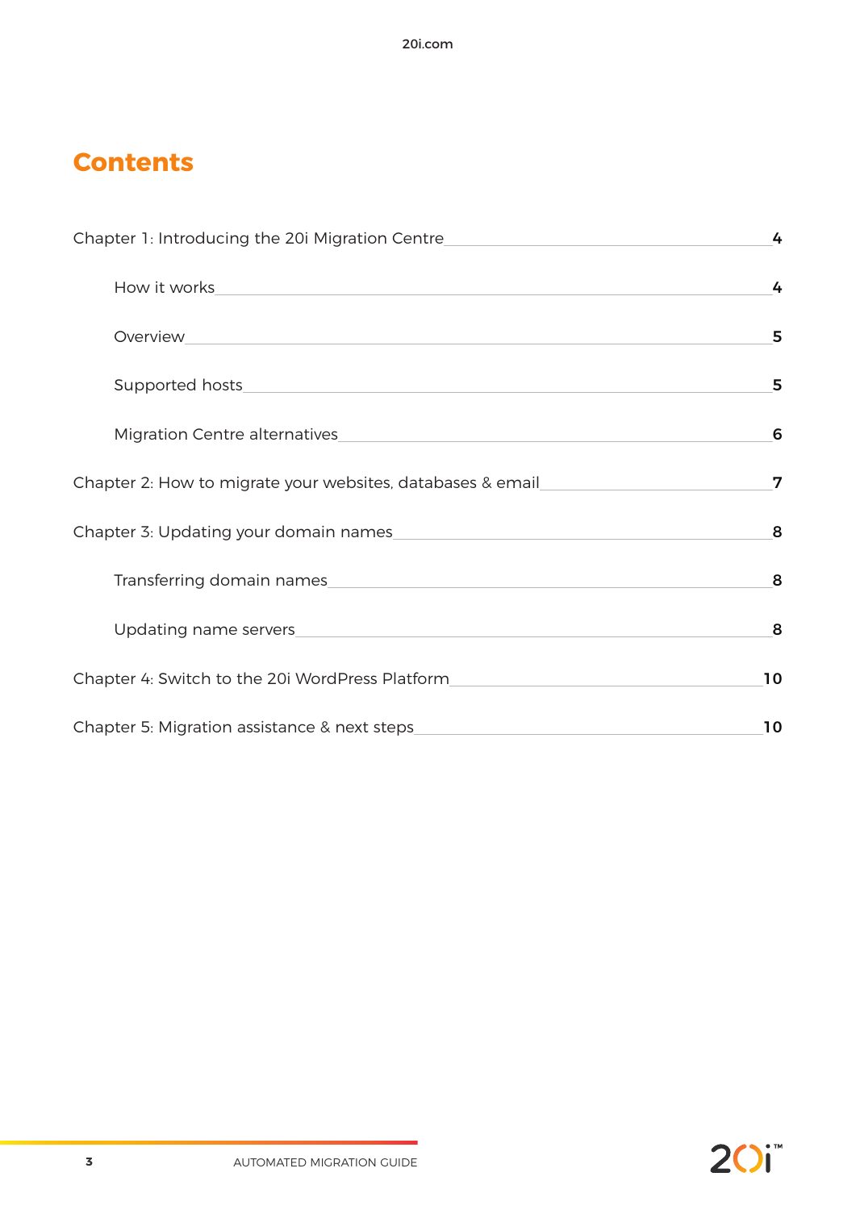# Contents

- Chapter 1: Introducing the 20i Migration Centre — 4
  - How it works — 4
  - Overview — 5
  - Supported hosts — 5
  - Migration Centre alternatives — 6
- Chapter 2: How to migrate your websites, databases & email — 7
- Chapter 3: Updating your domain names — 8
  - Transferring domain names — 8
  - Updating name servers — 8
- Chapter 4: Switch to the 20i WordPress Platform — 10
- Chapter 5: Migration assistance & next steps — 10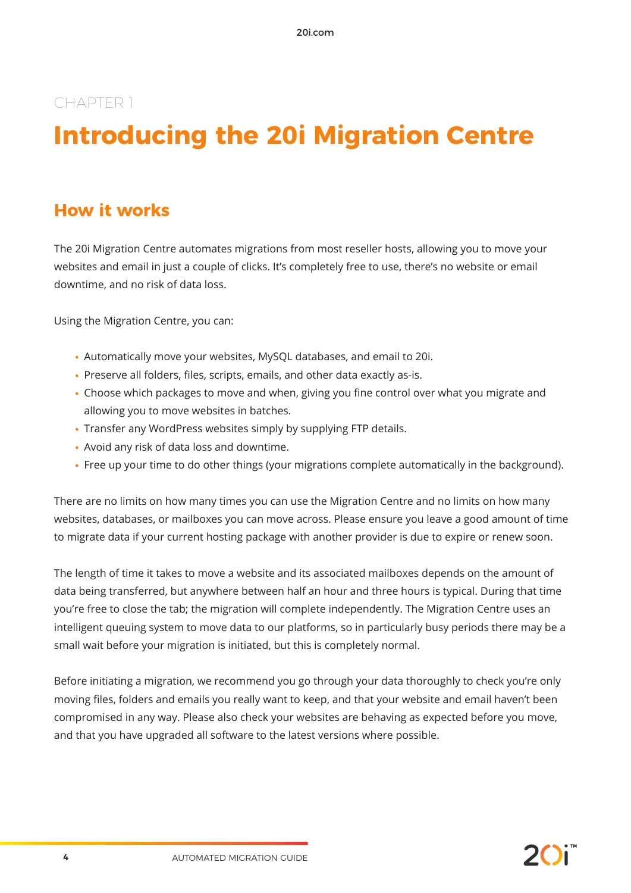CHAPTER 1

# Introducing the 20i Migration Centre

## How it works

The 20i Migration Centre automates migrations from most reseller hosts, allowing you to move your websites and email in just a couple of clicks. It's completely free to use, there's no website or email downtime, and no risk of data loss.

Using the Migration Centre, you can:

- Automatically move your websites, MySQL databases, and email to 20i.
- Preserve all folders, files, scripts, emails, and other data exactly as-is.
- Choose which packages to move and when, giving you fine control over what you migrate and allowing you to move websites in batches.
- Transfer any WordPress websites simply by supplying FTP details.
- Avoid any risk of data loss and downtime.
- Free up your time to do other things (your migrations complete automatically in the background).

There are no limits on how many times you can use the Migration Centre and no limits on how many websites, databases, or mailboxes you can move across. Please ensure you leave a good amount of time to migrate data if your current hosting package with another provider is due to expire or renew soon.

The length of time it takes to move a website and its associated mailboxes depends on the amount of data being transferred, but anywhere between half an hour and three hours is typical. During that time you're free to close the tab; the migration will complete independently. The Migration Centre uses an intelligent queuing system to move data to our platforms, so in particularly busy periods there may be a small wait before your migration is initiated, but this is completely normal.

Before initiating a migration, we recommend you go through your data thoroughly to check you're only moving files, folders and emails you really want to keep, and that your website and email haven't been compromised in any way. Please also check your websites are behaving as expected before you move, and that you have upgraded all software to the latest versions where possible.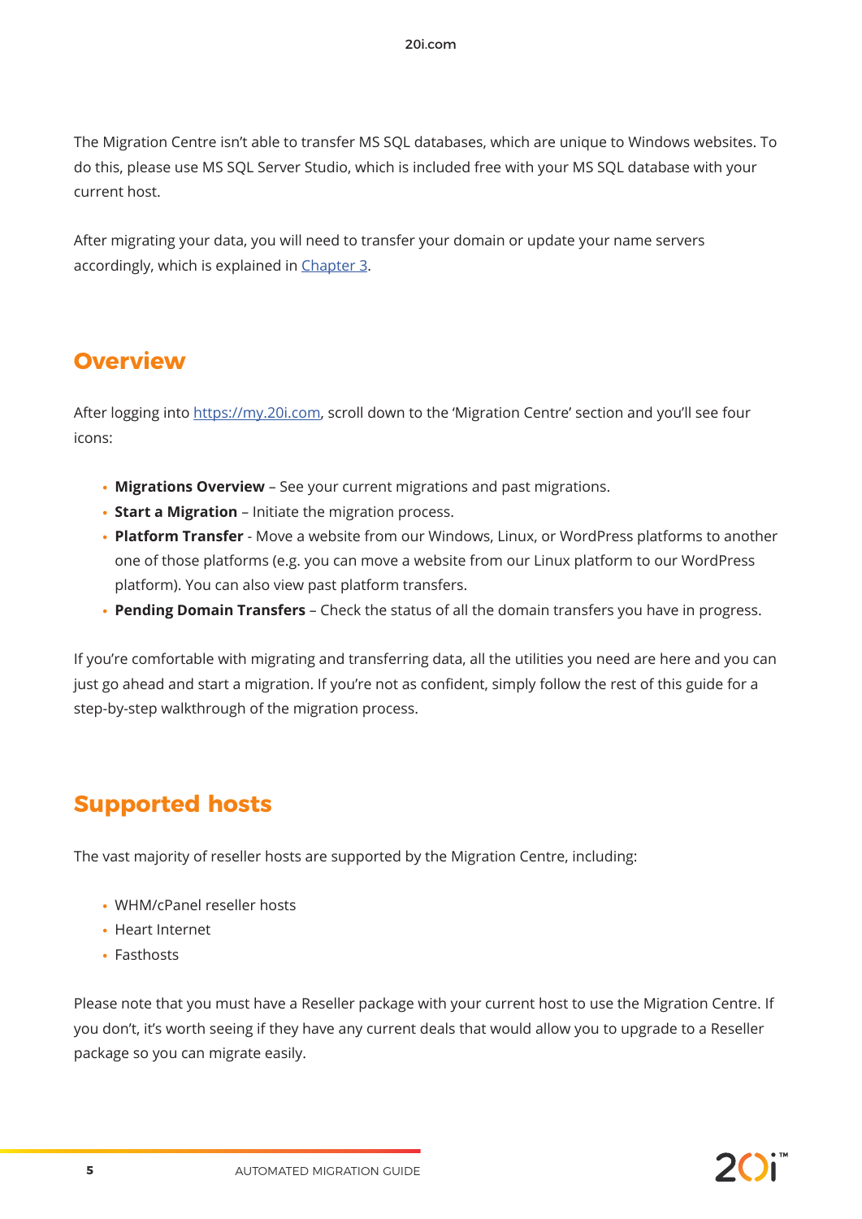The Migration Centre isn't able to transfer MS SQL databases, which are unique to Windows websites. To do this, please use MS SQL Server Studio, which is included free with your MS SQL database with your current host.

After migrating your data, you will need to transfer your domain or update your name servers accordingly, which is explained in [Chapter 3](#).

## Overview

After logging into [https://my.20i.com](https://my.20i.com), scroll down to the 'Migration Centre' section and you'll see four icons:

- **Migrations Overview** – See your current migrations and past migrations.
- **Start a Migration** – Initiate the migration process.
- **Platform Transfer** - Move a website from our Windows, Linux, or WordPress platforms to another one of those platforms (e.g. you can move a website from our Linux platform to our WordPress platform). You can also view past platform transfers.
- **Pending Domain Transfers** – Check the status of all the domain transfers you have in progress.

If you're comfortable with migrating and transferring data, all the utilities you need are here and you can just go ahead and start a migration. If you're not as confident, simply follow the rest of this guide for a step-by-step walkthrough of the migration process.

## Supported hosts

The vast majority of reseller hosts are supported by the Migration Centre, including:

- WHM/cPanel reseller hosts
- Heart Internet
- Fasthosts

Please note that you must have a Reseller package with your current host to use the Migration Centre. If you don't, it's worth seeing if they have any current deals that would allow you to upgrade to a Reseller package so you can migrate easily.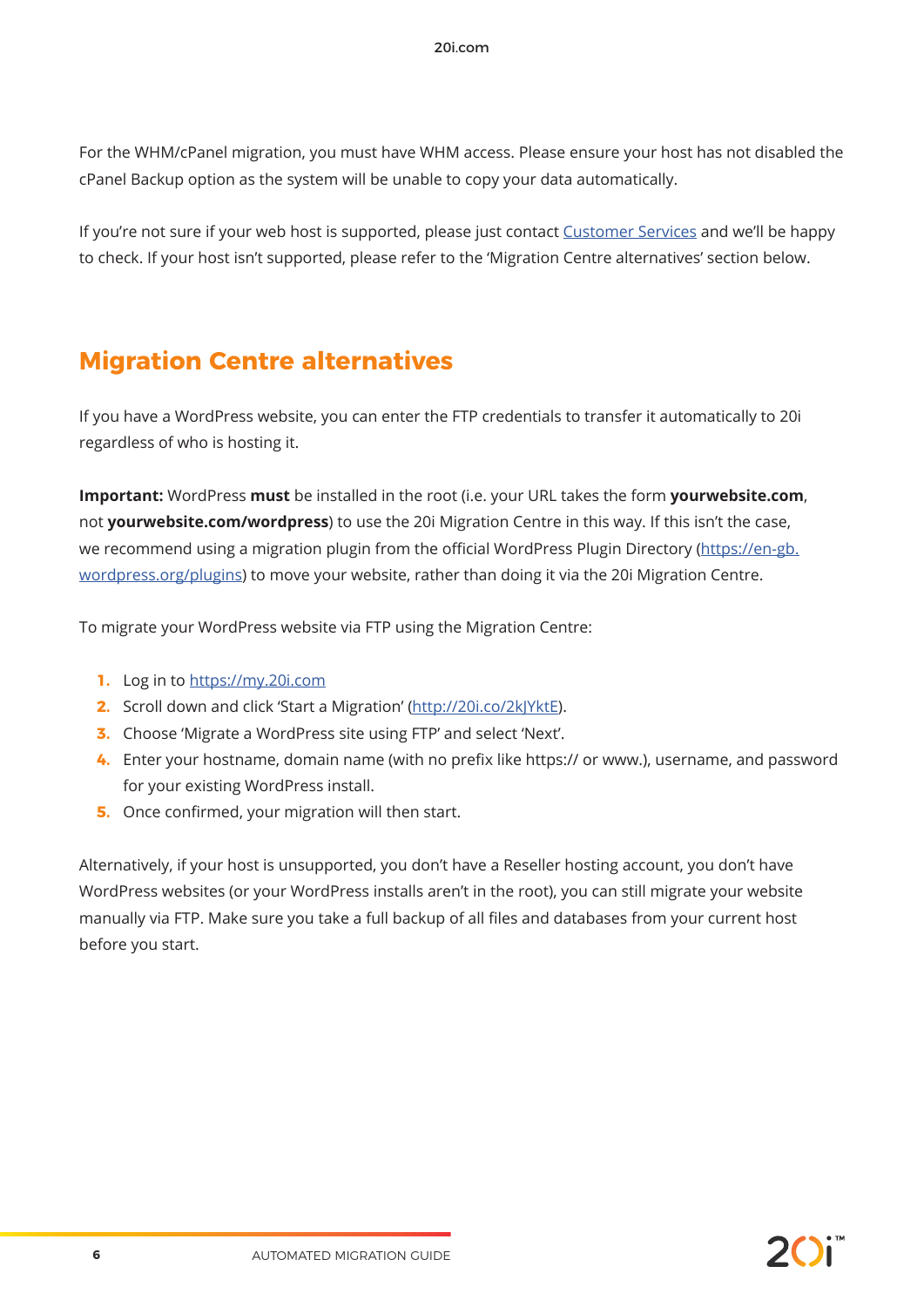For the WHM/cPanel migration, you must have WHM access. Please ensure your host has not disabled the cPanel Backup option as the system will be unable to copy your data automatically.

If you're not sure if your web host is supported, please just contact [Customer Services]() and we'll be happy to check. If your host isn't supported, please refer to the 'Migration Centre alternatives' section below.

## Migration Centre alternatives

If you have a WordPress website, you can enter the FTP credentials to transfer it automatically to 20i regardless of who is hosting it.

**Important:** WordPress **must** be installed in the root (i.e. your URL takes the form **yourwebsite.com**, not **yourwebsite.com/wordpress**) to use the 20i Migration Centre in this way. If this isn't the case, we recommend using a migration plugin from the official WordPress Plugin Directory (https://en-gb.wordpress.org/plugins) to move your website, rather than doing it via the 20i Migration Centre.

To migrate your WordPress website via FTP using the Migration Centre:

1. Log in to https://my.20i.com
2. Scroll down and click 'Start a Migration' (http://20i.co/2kJYktE).
3. Choose 'Migrate a WordPress site using FTP' and select 'Next'.
4. Enter your hostname, domain name (with no prefix like https:// or www.), username, and password for your existing WordPress install.
5. Once confirmed, your migration will then start.

Alternatively, if your host is unsupported, you don't have a Reseller hosting account, you don't have WordPress websites (or your WordPress installs aren't in the root), you can still migrate your website manually via FTP. Make sure you take a full backup of all files and databases from your current host before you start.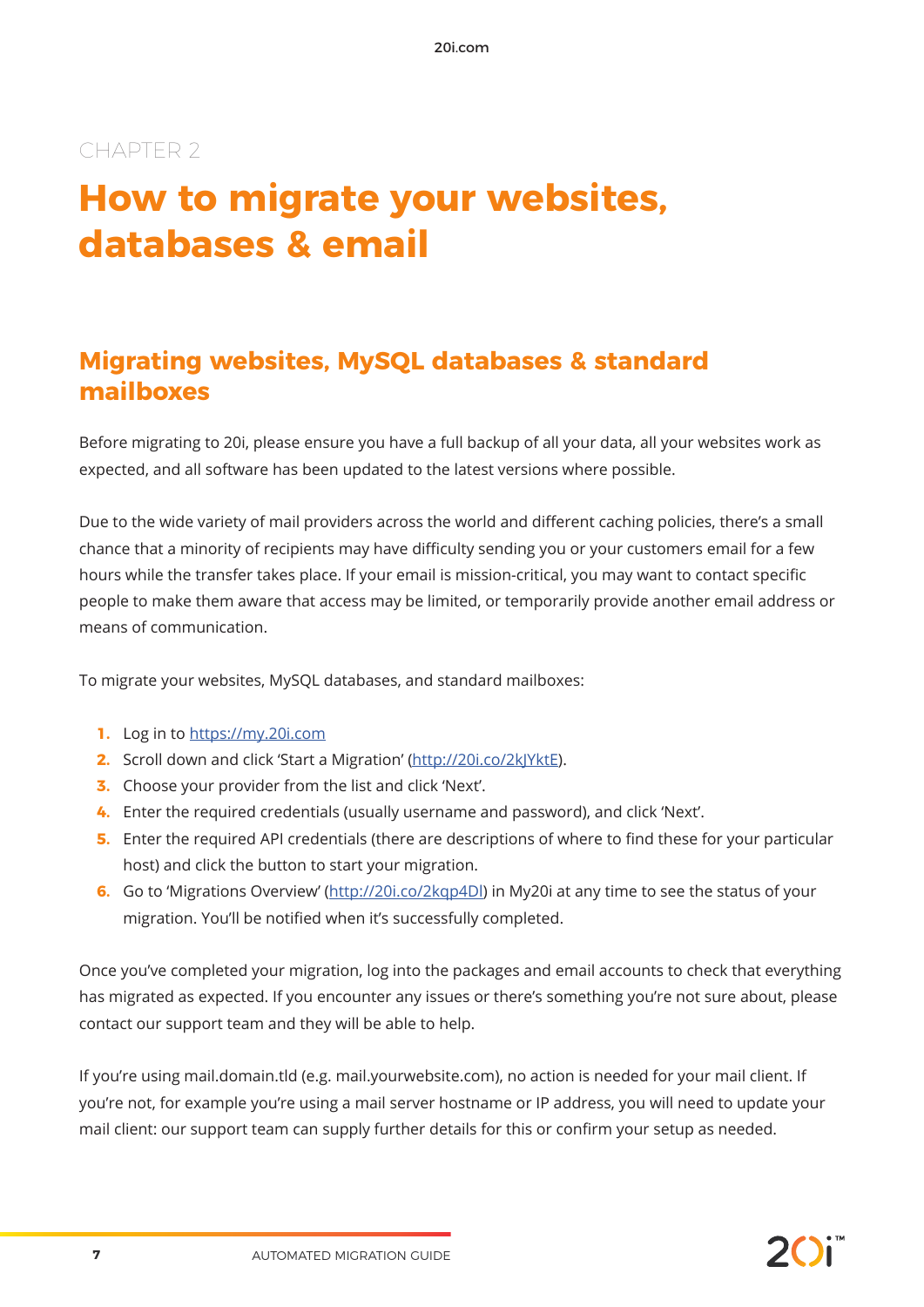CHAPTER 2

# How to migrate your websites, databases & email

## Migrating websites, MySQL databases & standard mailboxes

Before migrating to 20i, please ensure you have a full backup of all your data, all your websites work as expected, and all software has been updated to the latest versions where possible.

Due to the wide variety of mail providers across the world and different caching policies, there's a small chance that a minority of recipients may have difficulty sending you or your customers email for a few hours while the transfer takes place. If your email is mission-critical, you may want to contact specific people to make them aware that access may be limited, or temporarily provide another email address or means of communication.

To migrate your websites, MySQL databases, and standard mailboxes:

1. Log in to [https://my.20i.com](https://my.20i.com)
2. Scroll down and click 'Start a Migration' ([http://20i.co/2kJYktE](http://20i.co/2kJYktE)).
3. Choose your provider from the list and click 'Next'.
4. Enter the required credentials (usually username and password), and click 'Next'.
5. Enter the required API credentials (there are descriptions of where to find these for your particular host) and click the button to start your migration.
6. Go to 'Migrations Overview' ([http://20i.co/2kqp4Dl](http://20i.co/2kqp4Dl)) in My20i at any time to see the status of your migration. You'll be notified when it's successfully completed.

Once you've completed your migration, log into the packages and email accounts to check that everything has migrated as expected. If you encounter any issues or there's something you're not sure about, please contact our support team and they will be able to help.

If you're using mail.domain.tld (e.g. mail.yourwebsite.com), no action is needed for your mail client. If you're not, for example you're using a mail server hostname or IP address, you will need to update your mail client: our support team can supply further details for this or confirm your setup as needed.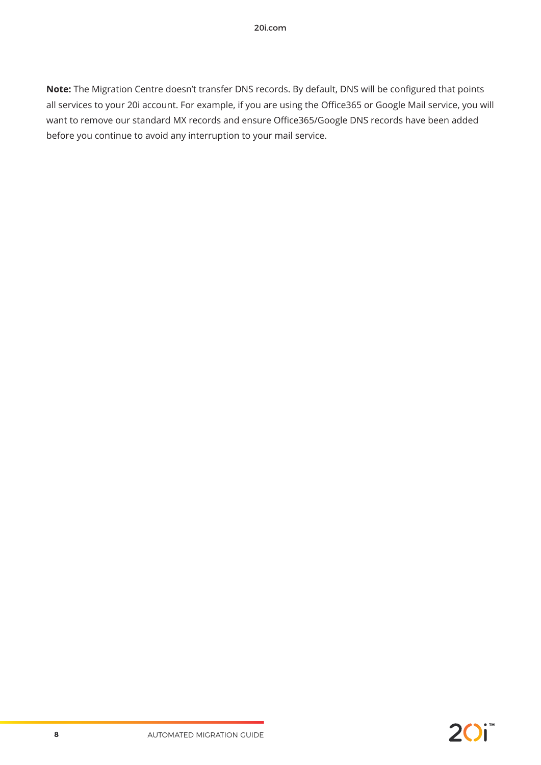**Note:** The Migration Centre doesn't transfer DNS records. By default, DNS will be configured that points all services to your 20i account. For example, if you are using the Office365 or Google Mail service, you will want to remove our standard MX records and ensure Office365/Google DNS records have been added before you continue to avoid any interruption to your mail service.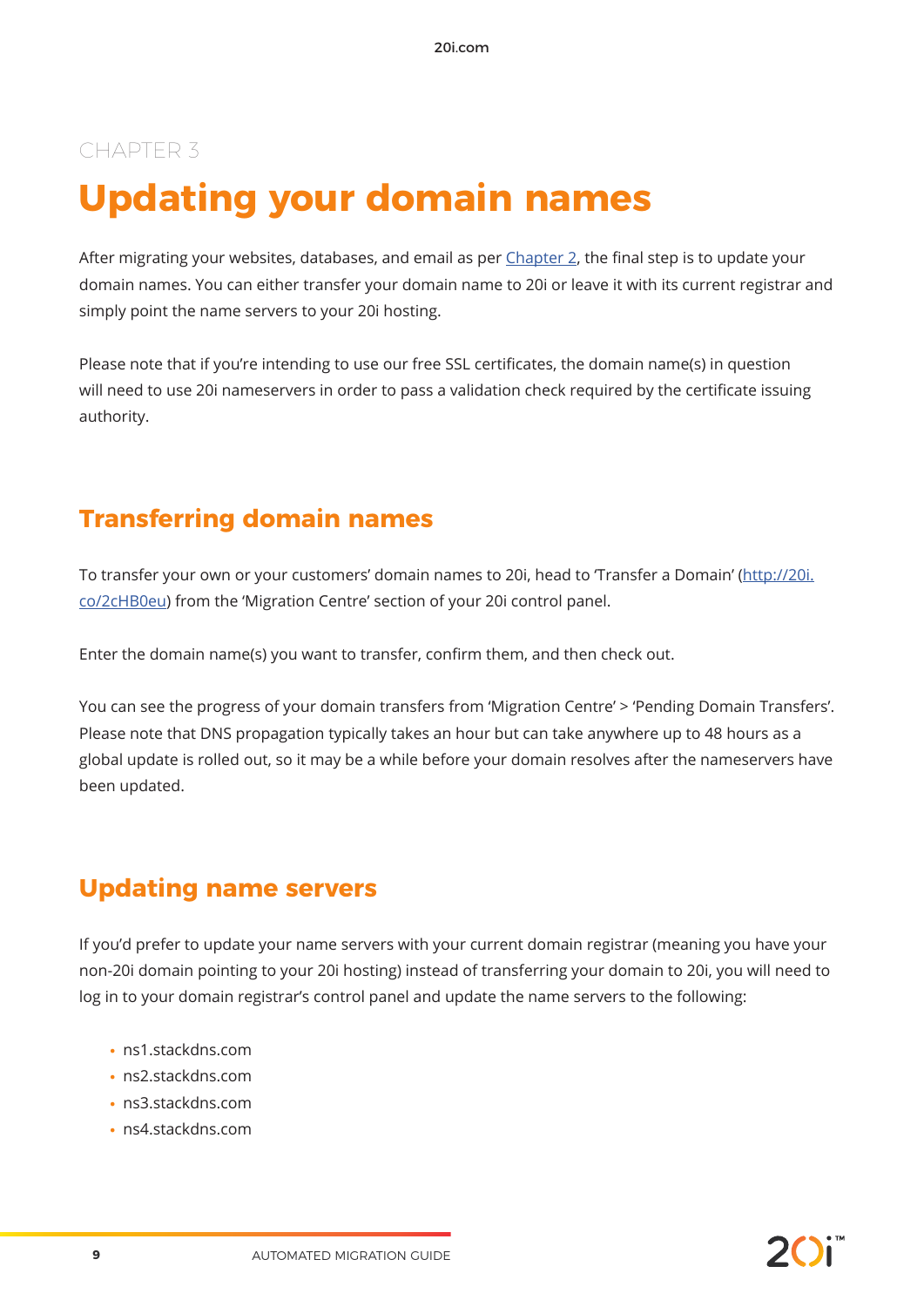CHAPTER 3

# Updating your domain names

After migrating your websites, databases, and email as per Chapter 2, the final step is to update your domain names. You can either transfer your domain name to 20i or leave it with its current registrar and simply point the name servers to your 20i hosting.

Please note that if you're intending to use our free SSL certificates, the domain name(s) in question will need to use 20i nameservers in order to pass a validation check required by the certificate issuing authority.

## Transferring domain names

To transfer your own or your customers' domain names to 20i, head to 'Transfer a Domain' (http://20i.co/2cHB0eu) from the 'Migration Centre' section of your 20i control panel.

Enter the domain name(s) you want to transfer, confirm them, and then check out.

You can see the progress of your domain transfers from 'Migration Centre' > 'Pending Domain Transfers'. Please note that DNS propagation typically takes an hour but can take anywhere up to 48 hours as a global update is rolled out, so it may be a while before your domain resolves after the nameservers have been updated.

## Updating name servers

If you'd prefer to update your name servers with your current domain registrar (meaning you have your non-20i domain pointing to your 20i hosting) instead of transferring your domain to 20i, you will need to log in to your domain registrar's control panel and update the name servers to the following:

- ns1.stackdns.com
- ns2.stackdns.com
- ns3.stackdns.com
- ns4.stackdns.com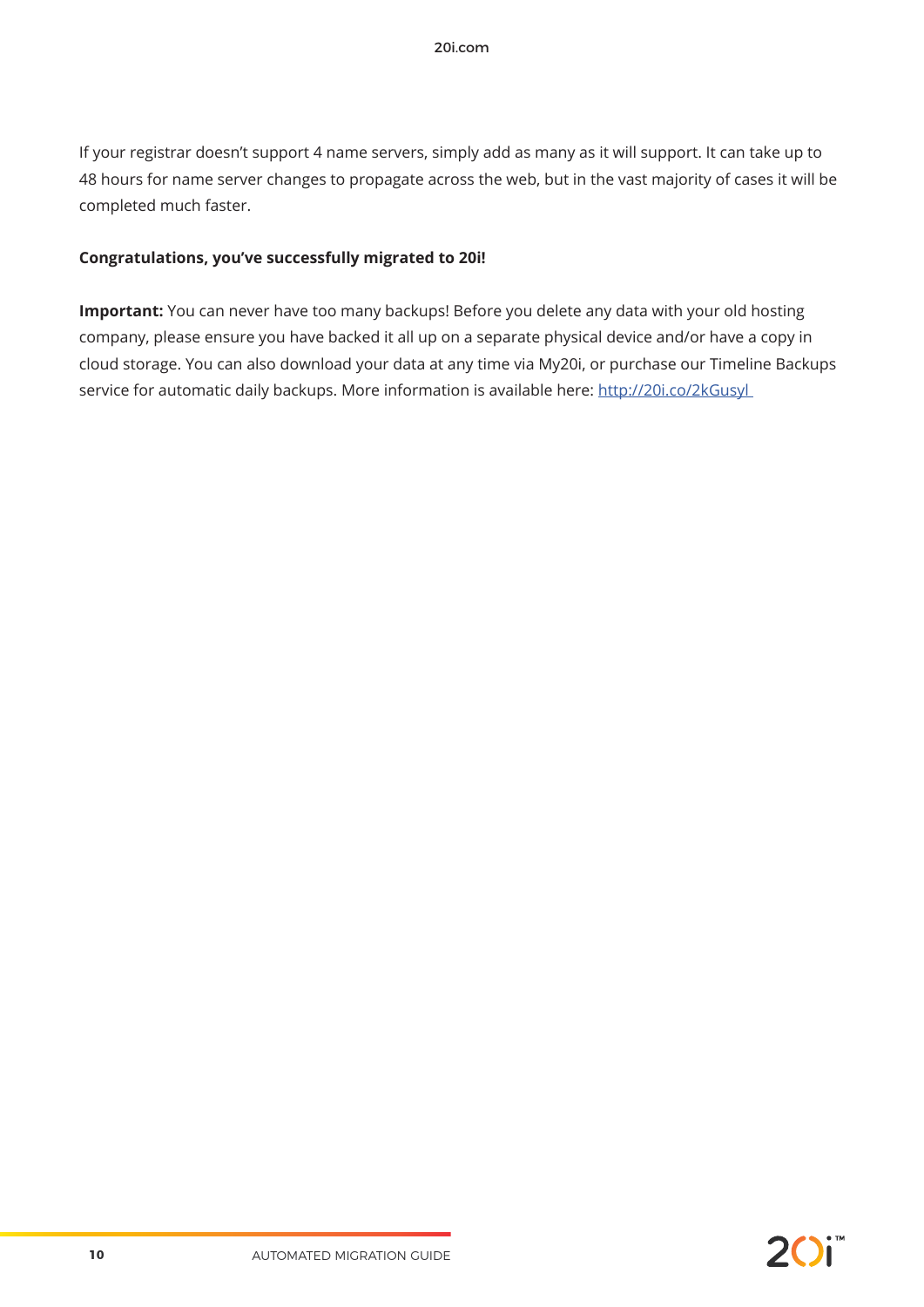If your registrar doesn't support 4 name servers, simply add as many as it will support. It can take up to 48 hours for name server changes to propagate across the web, but in the vast majority of cases it will be completed much faster.

**Congratulations, you've successfully migrated to 20i!**

**Important:** You can never have too many backups! Before you delete any data with your old hosting company, please ensure you have backed it all up on a separate physical device and/or have a copy in cloud storage. You can also download your data at any time via My20i, or purchase our Timeline Backups service for automatic daily backups. More information is available here: [http://20i.co/2kGusyl](http://20i.co/2kGusyl)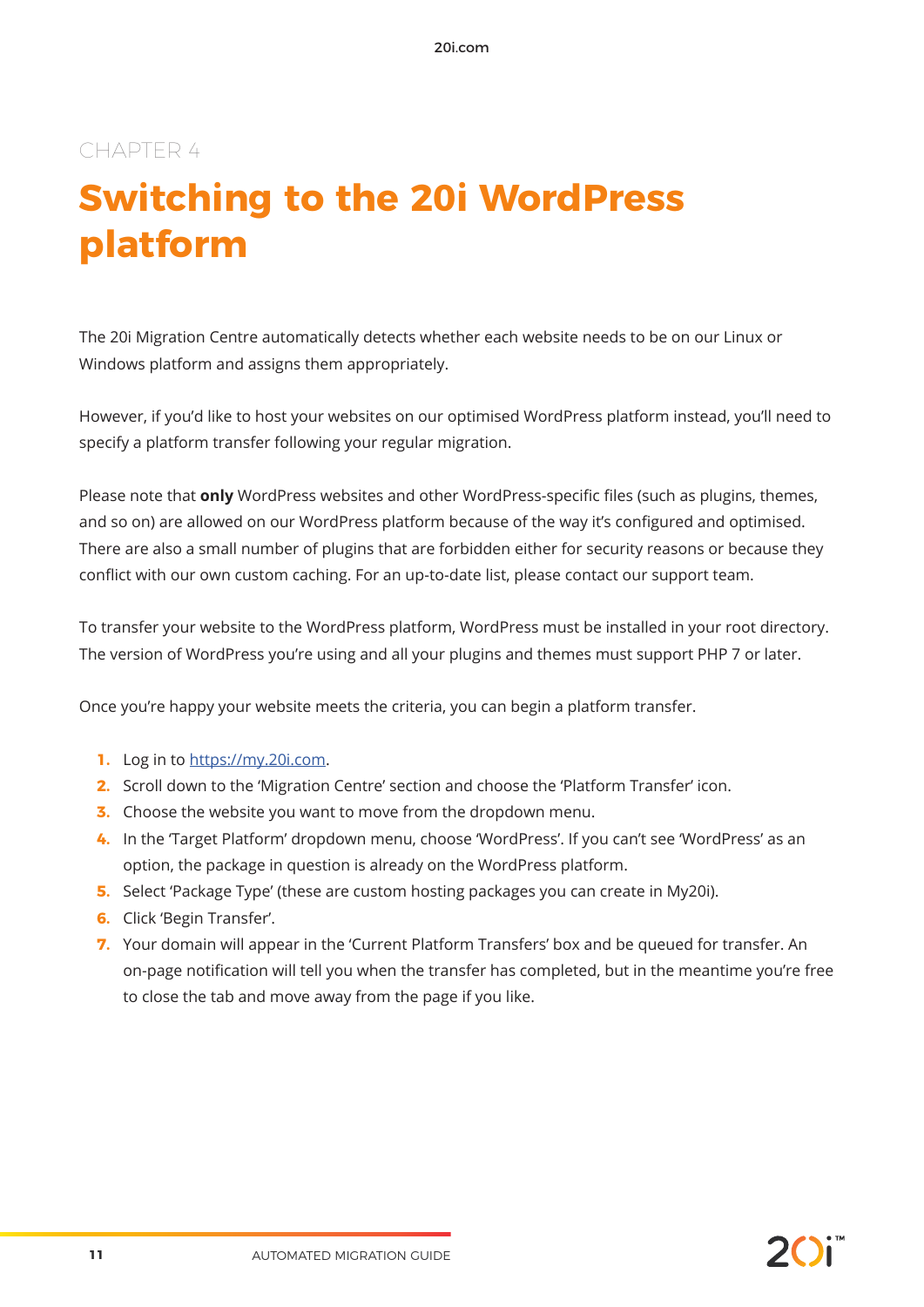CHAPTER 4

# Switching to the 20i WordPress platform

The 20i Migration Centre automatically detects whether each website needs to be on our Linux or Windows platform and assigns them appropriately.

However, if you'd like to host your websites on our optimised WordPress platform instead, you'll need to specify a platform transfer following your regular migration.

Please note that **only** WordPress websites and other WordPress-specific files (such as plugins, themes, and so on) are allowed on our WordPress platform because of the way it's configured and optimised. There are also a small number of plugins that are forbidden either for security reasons or because they conflict with our own custom caching. For an up-to-date list, please contact our support team.

To transfer your website to the WordPress platform, WordPress must be installed in your root directory. The version of WordPress you're using and all your plugins and themes must support PHP 7 or later.

Once you're happy your website meets the criteria, you can begin a platform transfer.

1. Log in to [https://my.20i.com](https://my.20i.com).
2. Scroll down to the 'Migration Centre' section and choose the 'Platform Transfer' icon.
3. Choose the website you want to move from the dropdown menu.
4. In the 'Target Platform' dropdown menu, choose 'WordPress'. If you can't see 'WordPress' as an option, the package in question is already on the WordPress platform.
5. Select 'Package Type' (these are custom hosting packages you can create in My20i).
6. Click 'Begin Transfer'.
7. Your domain will appear in the 'Current Platform Transfers' box and be queued for transfer. An on-page notification will tell you when the transfer has completed, but in the meantime you're free to close the tab and move away from the page if you like.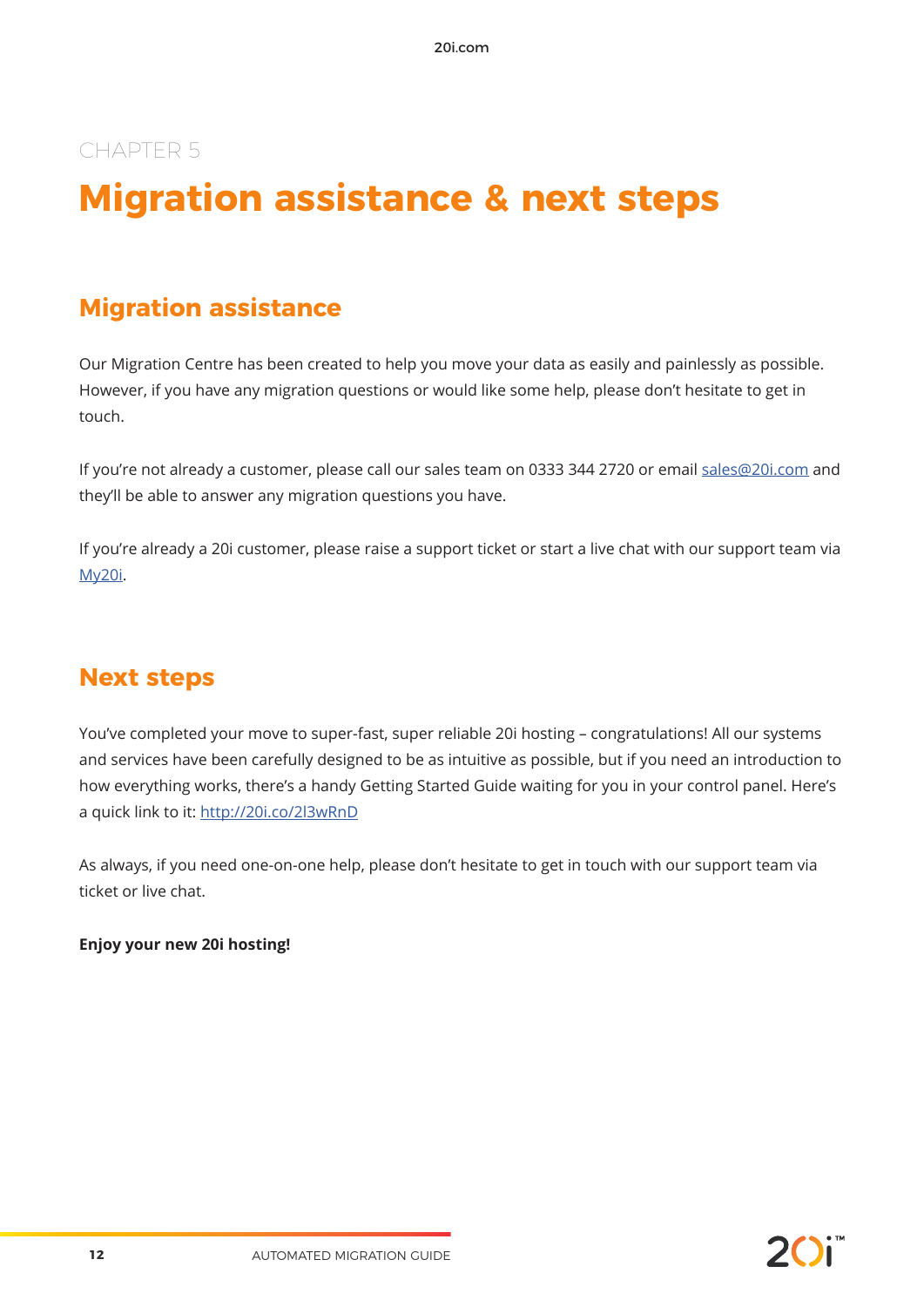CHAPTER 5

# Migration assistance & next steps

## Migration assistance

Our Migration Centre has been created to help you move your data as easily and painlessly as possible. However, if you have any migration questions or would like some help, please don't hesitate to get in touch.

If you're not already a customer, please call our sales team on 0333 344 2720 or email sales@20i.com and they'll be able to answer any migration questions you have.

If you're already a 20i customer, please raise a support ticket or start a live chat with our support team via My20i.

## Next steps

You've completed your move to super-fast, super reliable 20i hosting – congratulations! All our systems and services have been carefully designed to be as intuitive as possible, but if you need an introduction to how everything works, there's a handy Getting Started Guide waiting for you in your control panel. Here's a quick link to it: http://20i.co/2l3wRnD

As always, if you need one-on-one help, please don't hesitate to get in touch with our support team via ticket or live chat.

**Enjoy your new 20i hosting!**